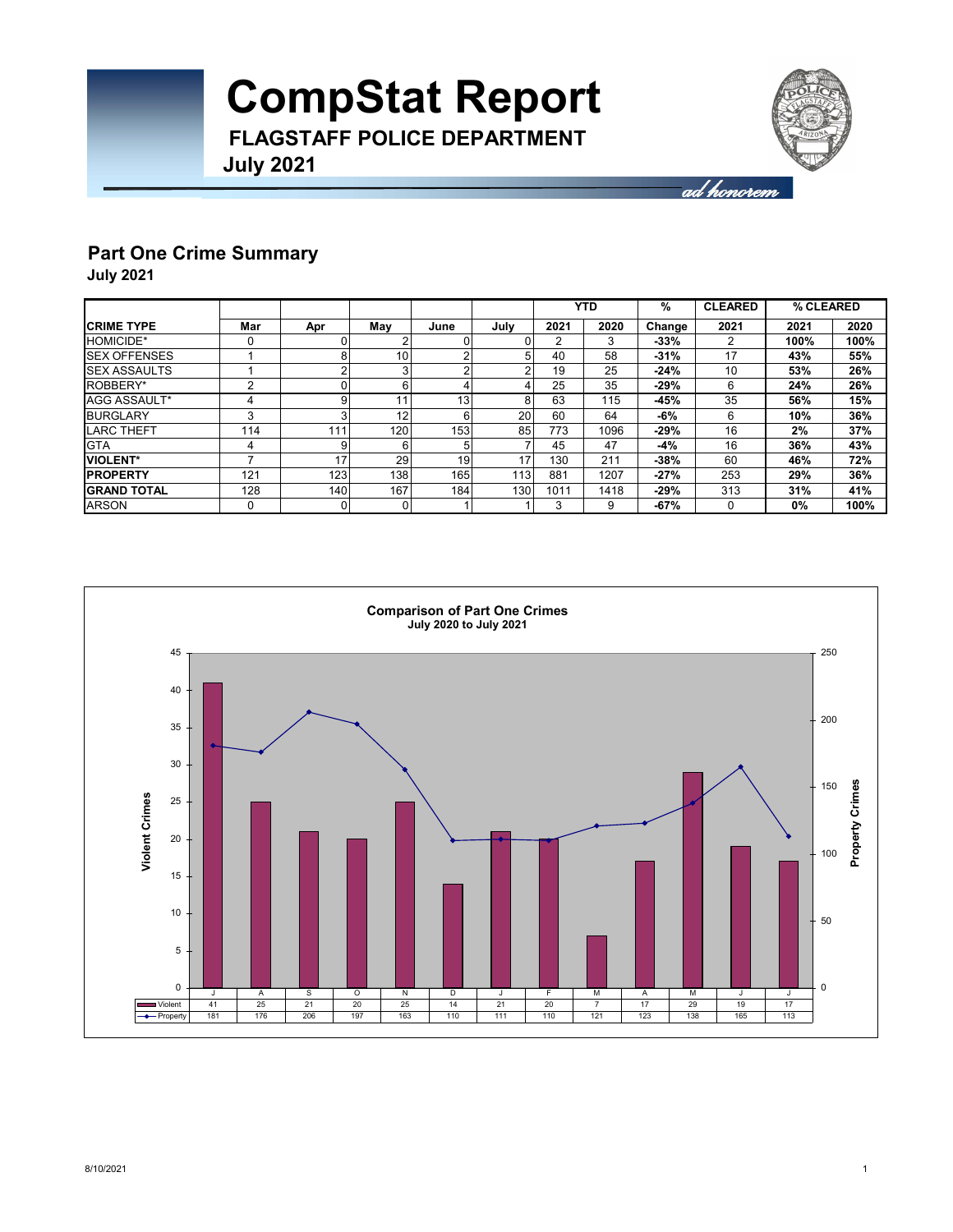# CompStat Report

## FLAGSTAFF POLICE DEPARTMENT

## July 2021

*ad honorem*

## Part One Crime Summary

**July 2021**

| | | | | | | YTD | | % | CLEARED | % CLEARED | |
|---|---|---|---|---|---|---|---|---|---|---|---|
| **CRIME TYPE** | **Mar** | **Apr** | **May** | **June** | **July** | **2021** | **2020** | **Change** | **2021** | **2021** | **2020** |
| HOMICIDE* | 0 | 0 | 2 | 0 | 0 | 2 | 3 | **-33%** | 2 | **100%** | **100%** |
| SEX OFFENSES | 1 | 8 | 10 | 2 | 5 | 40 | 58 | **-31%** | 17 | **43%** | **55%** |
| SEX ASSAULTS | 1 | 2 | 3 | 2 | 2 | 19 | 25 | **-24%** | 10 | **53%** | **26%** |
| ROBBERY* | 2 | 0 | 6 | 4 | 4 | 25 | 35 | **-29%** | 6 | **24%** | **26%** |
| AGG ASSAULT* | 4 | 9 | 11 | 13 | 8 | 63 | 115 | **-45%** | 35 | **56%** | **15%** |
| BURGLARY | 3 | 3 | 12 | 6 | 20 | 60 | 64 | **-6%** | 6 | **10%** | **36%** |
| LARC THEFT | 114 | 111 | 120 | 153 | 85 | 773 | 1096 | **-29%** | 16 | **2%** | **37%** |
| GTA | 4 | 9 | 6 | 5 | 7 | 45 | 47 | **-4%** | 16 | **36%** | **43%** |
| **VIOLENT*** | 7 | 17 | 29 | 19 | 17 | 130 | 211 | **-38%** | 60 | **46%** | **72%** |
| **PROPERTY** | 121 | 123 | 138 | 165 | 113 | 881 | 1207 | **-27%** | 253 | **29%** | **36%** |
| **GRAND TOTAL** | 128 | 140 | 167 | 184 | 130 | 1011 | 1418 | **-29%** | 313 | **31%** | **41%** |
| ARSON | 0 | 0 | 0 | 1 | 1 | 3 | 9 | **-67%** | 0 | **0%** | **100%** |

**Comparison of Part One Crimes**
**July 2020 to July 2021**

| | J | A | S | O | N | D | J | F | M | A | M | J | J |
|---|---|---|---|---|---|---|---|---|---|---|---|---|---|
| Violent | 41 | 25 | 21 | 20 | 25 | 14 | 21 | 20 | 7 | 17 | 29 | 19 | 17 |
| Property | 181 | 176 | 206 | 197 | 163 | 110 | 111 | 110 | 121 | 123 | 138 | 165 | 113 |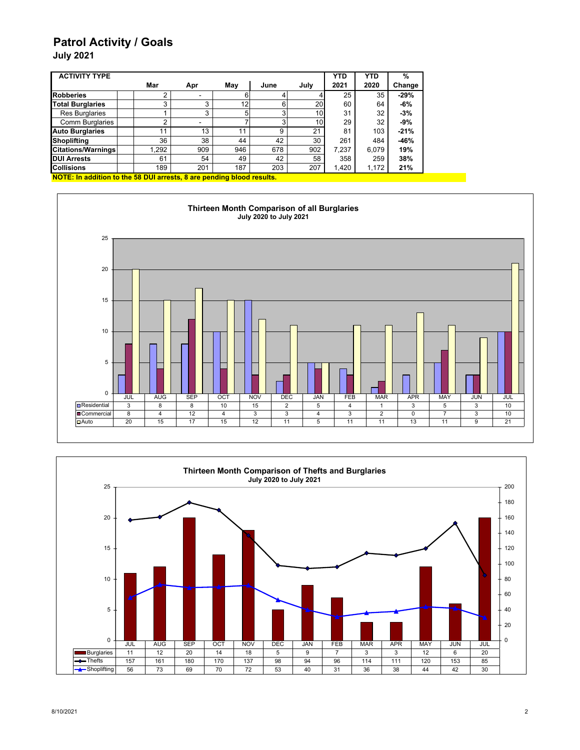# Patrol Activity / Goals

## July 2021

| ACTIVITY TYPE | Mar | Apr | May | June | July | YTD 2021 | YTD 2020 | % Change |
|---|---|---|---|---|---|---|---|---|
| **Robberies** | 2 | - | 6 | 4 | 4 | 25 | 35 | **-29%** |
| **Total Burglaries** | 3 | 3 | 12 | 6 | 20 | 60 | 64 | **-6%** |
| Res Burglaries | 1 | 3 | 5 | 3 | 10 | 31 | 32 | **-3%** |
| Comm Burglaries | 2 | - | 7 | 3 | 10 | 29 | 32 | **-9%** |
| **Auto Burglaries** | 11 | 13 | 11 | 9 | 21 | 81 | 103 | **-21%** |
| **Shoplifting** | 36 | 38 | 44 | 42 | 30 | 261 | 484 | **-46%** |
| **Citations/Warnings** | 1,292 | 909 | 946 | 678 | 902 | 7,237 | 6,079 | **19%** |
| **DUI Arrests** | 61 | 54 | 49 | 42 | 58 | 358 | 259 | **38%** |
| **Collisions** | 189 | 201 | 187 | 203 | 207 | 1,420 | 1,172 | **21%** |

**NOTE: In addition to the 58 DUI arrests, 8 are pending blood results.**

**Thirteen Month Comparison of all Burglaries**
**July 2020 to July 2021**

| | JUL | AUG | SEP | OCT | NOV | DEC | JAN | FEB | MAR | APR | MAY | JUN | JUL |
|---|---|---|---|---|---|---|---|---|---|---|---|---|---|
| Residential | 3 | 8 | 8 | 10 | 15 | 2 | 5 | 4 | 1 | 3 | 5 | 3 | 10 |
| Commercial | 8 | 4 | 12 | 4 | 3 | 3 | 4 | 3 | 2 | 0 | 7 | 3 | 10 |
| Auto | 20 | 15 | 17 | 15 | 12 | 11 | 5 | 11 | 11 | 13 | 11 | 9 | 21 |

**Thirteen Month Comparison of Thefts and Burglaries**
**July 2020 to July 2021**

| | JUL | AUG | SEP | OCT | NOV | DEC | JAN | FEB | MAR | APR | MAY | JUN | JUL |
|---|---|---|---|---|---|---|---|---|---|---|---|---|---|
| Burglaries | 11 | 12 | 20 | 14 | 18 | 5 | 9 | 7 | 3 | 3 | 12 | 6 | 20 |
| Thefts | 157 | 161 | 180 | 170 | 137 | 98 | 94 | 96 | 114 | 111 | 120 | 153 | 85 |
| Shoplifting | 56 | 73 | 69 | 70 | 72 | 53 | 40 | 31 | 36 | 38 | 44 | 42 | 30 |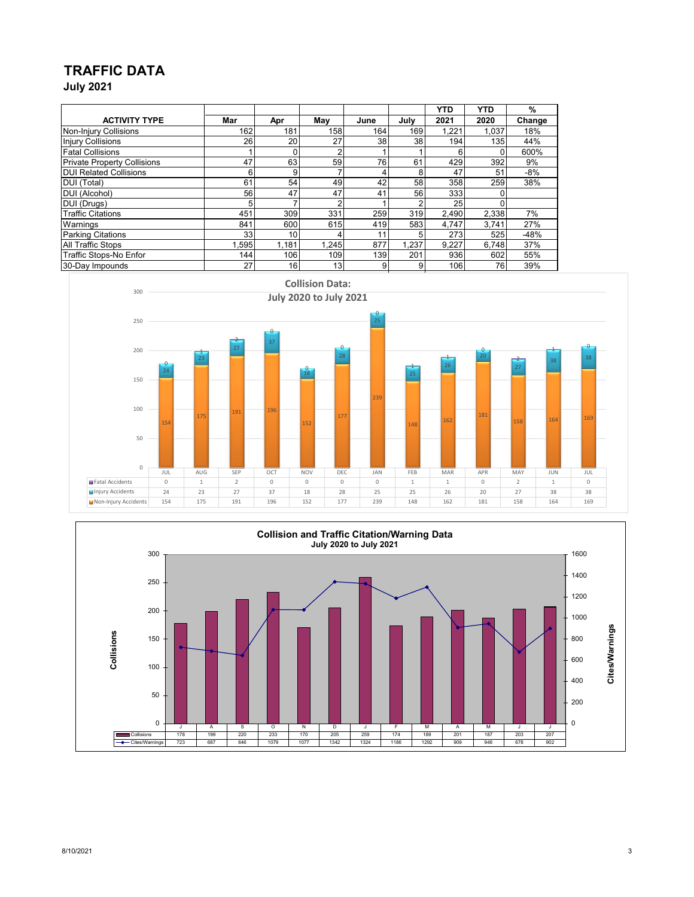# TRAFFIC DATA

## July 2021

| ACTIVITY TYPE | Mar | Apr | May | June | July | YTD 2021 | YTD 2020 | % Change |
|---|---|---|---|---|---|---|---|---|
| Non-Injury Collisions | 162 | 181 | 158 | 164 | 169 | 1,221 | 1,037 | 18% |
| Injury Collisions | 26 | 20 | 27 | 38 | 38 | 194 | 135 | 44% |
| Fatal Collisions | 1 | 0 | 2 | 1 | 1 | 6 | 0 | 600% |
| Private Property Collisions | 47 | 63 | 59 | 76 | 61 | 429 | 392 | 9% |
| DUI Related Collisions | 6 | 9 | 7 | 4 | 8 | 47 | 51 | -8% |
| DUI (Total) | 61 | 54 | 49 | 42 | 58 | 358 | 259 | 38% |
| DUI (Alcohol) | 56 | 47 | 47 | 41 | 56 | 333 | 0 | |
| DUI (Drugs) | 5 | 7 | 2 | 1 | 2 | 25 | 0 | |
| Traffic Citations | 451 | 309 | 331 | 259 | 319 | 2,490 | 2,338 | 7% |
| Warnings | 841 | 600 | 615 | 419 | 583 | 4,747 | 3,741 | 27% |
| Parking Citations | 33 | 10 | 4 | 11 | 5 | 273 | 525 | -48% |
| All Traffic Stops | 1,595 | 1,181 | 1,245 | 877 | 1,237 | 9,227 | 6,748 | 37% |
| Traffic Stops-No Enfor | 144 | 106 | 109 | 139 | 201 | 936 | 602 | 55% |
| 30-Day Impounds | 27 | 16 | 13 | 9 | 9 | 106 | 76 | 39% |

**Collision Data: July 2020 to July 2021**

| | JUL | AUG | SEP | OCT | NOV | DEC | JAN | FEB | MAR | APR | MAY | JUN | JUL |
|---|---|---|---|---|---|---|---|---|---|---|---|---|---|
| Fatal Accidents | 0 | 1 | 2 | 0 | 0 | 0 | 0 | 1 | 1 | 0 | 2 | 1 | 0 |
| Injury Accidents | 24 | 23 | 27 | 37 | 18 | 28 | 25 | 25 | 26 | 20 | 27 | 38 | 38 |
| Non-Injury Accidents | 154 | 175 | 191 | 196 | 152 | 177 | 239 | 148 | 162 | 181 | 158 | 164 | 169 |

**Collision and Traffic Citation/Warning Data**
**July 2020 to July 2021**

| | J | A | S | O | N | D | J | F | M | A | M | J | J |
|---|---|---|---|---|---|---|---|---|---|---|---|---|---|
| Collisions | 178 | 199 | 220 | 233 | 170 | 205 | 259 | 174 | 189 | 201 | 187 | 203 | 207 |
| Cites/Warnings | 723 | 687 | 646 | 1079 | 1077 | 1342 | 1324 | 1186 | 1292 | 909 | 946 | 678 | 902 |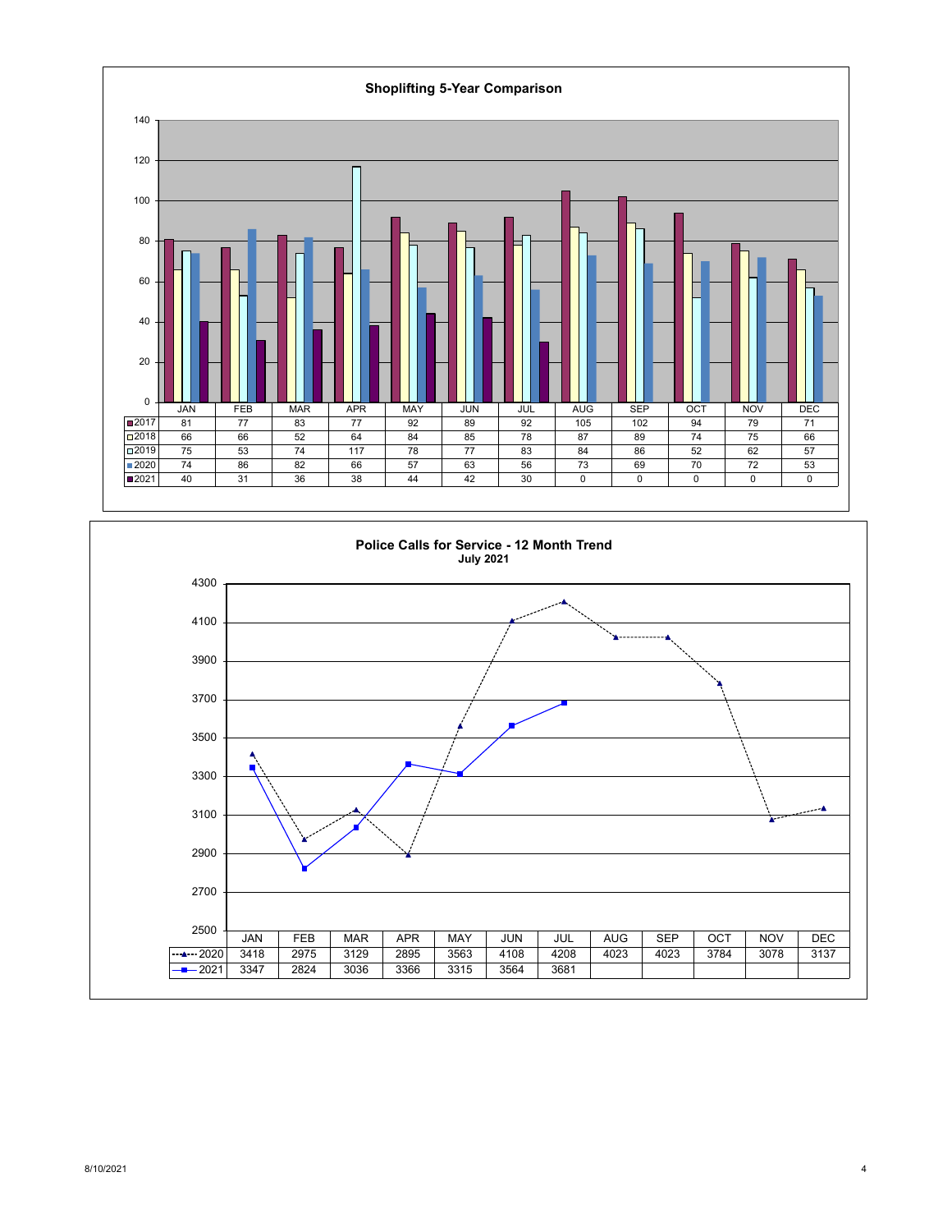## Shoplifting 5-Year Comparison

| | JAN | FEB | MAR | APR | MAY | JUN | JUL | AUG | SEP | OCT | NOV | DEC |
|---|---|---|---|---|---|---|---|---|---|---|---|---|
| 2017 | 81 | 77 | 83 | 77 | 92 | 89 | 92 | 105 | 102 | 94 | 79 | 71 |
| 2018 | 66 | 66 | 52 | 64 | 84 | 85 | 78 | 87 | 89 | 74 | 75 | 66 |
| 2019 | 75 | 53 | 74 | 117 | 78 | 77 | 83 | 84 | 86 | 52 | 62 | 57 |
| 2020 | 74 | 86 | 82 | 66 | 57 | 63 | 56 | 73 | 69 | 70 | 72 | 53 |
| 2021 | 40 | 31 | 36 | 38 | 44 | 42 | 30 | 0 | 0 | 0 | 0 | 0 |

## Police Calls for Service - 12 Month Trend

**July 2021**

| | JAN | FEB | MAR | APR | MAY | JUN | JUL | AUG | SEP | OCT | NOV | DEC |
|---|---|---|---|---|---|---|---|---|---|---|---|---|
| 2020 | 3418 | 2975 | 3129 | 2895 | 3563 | 4108 | 4208 | 4023 | 4023 | 3784 | 3078 | 3137 |
| 2021 | 3347 | 2824 | 3036 | 3366 | 3315 | 3564 | 3681 | | | | | |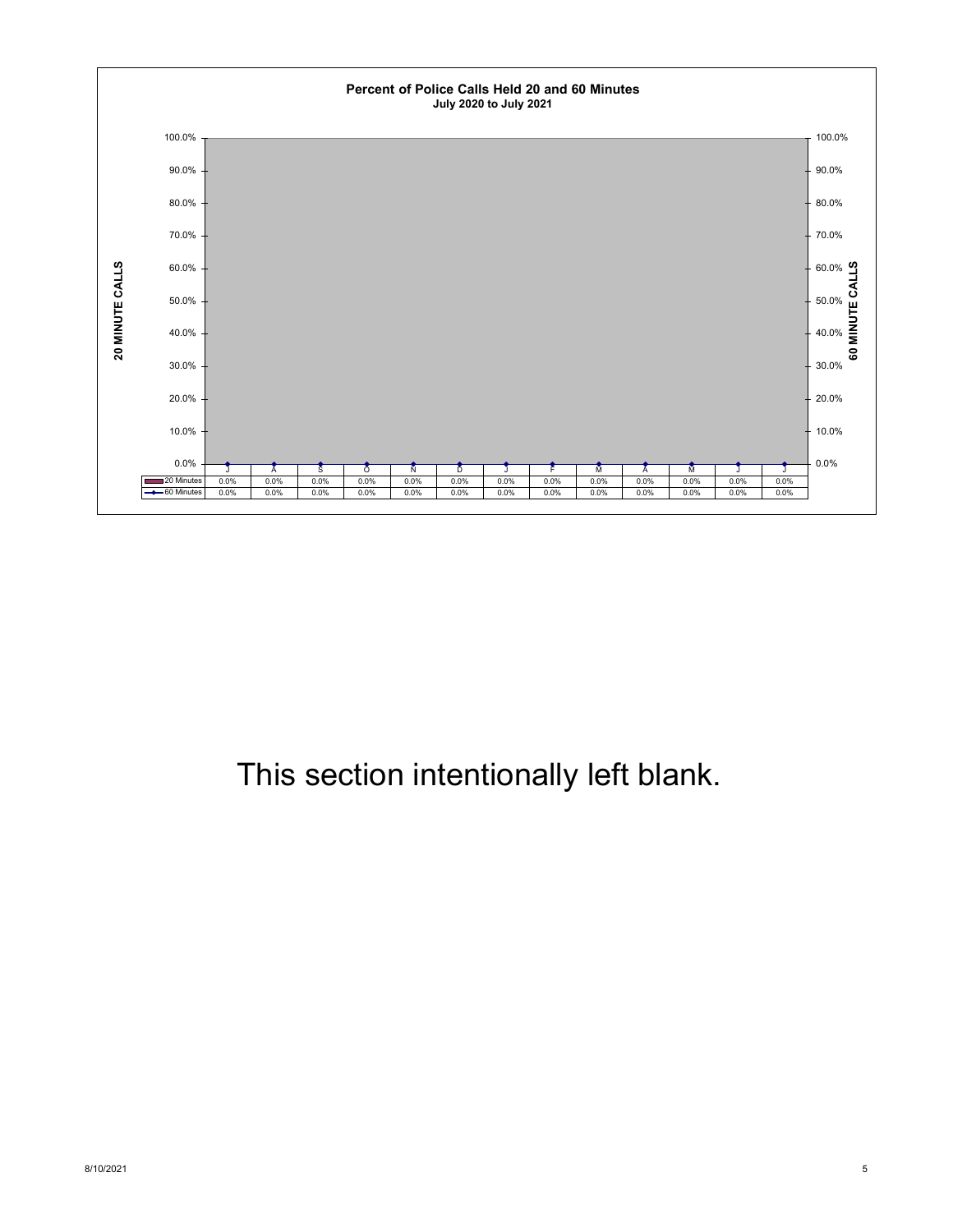**Percent of Police Calls Held 20 and 60 Minutes**
**July 2020 to July 2021**

| | J | A | S | O | N | D | J | F | M | A | M | J | J |
|---|---|---|---|---|---|---|---|---|---|---|---|---|---|
| 20 Minutes | 0.0% | 0.0% | 0.0% | 0.0% | 0.0% | 0.0% | 0.0% | 0.0% | 0.0% | 0.0% | 0.0% | 0.0% | 0.0% |
| 60 Minutes | 0.0% | 0.0% | 0.0% | 0.0% | 0.0% | 0.0% | 0.0% | 0.0% | 0.0% | 0.0% | 0.0% | 0.0% | 0.0% |

This section intentionally left blank.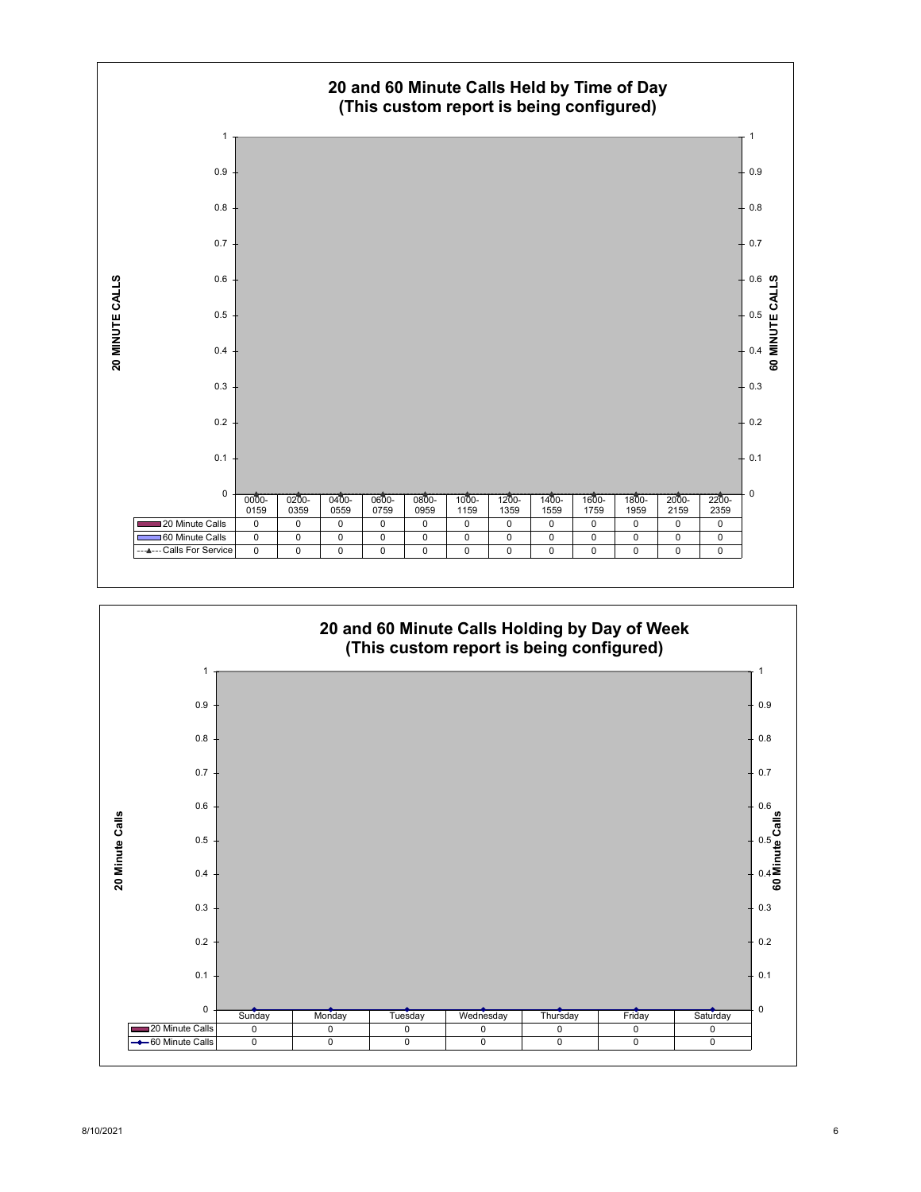## 20 and 60 Minute Calls Held by Time of Day
## (This custom report is being configured)

| | 0000-0159 | 0200-0359 | 0400-0559 | 0600-0759 | 0800-0959 | 1000-1159 | 1200-1359 | 1400-1559 | 1600-1759 | 1800-1959 | 2000-2159 | 2200-2359 |
|---|---|---|---|---|---|---|---|---|---|---|---|---|
| 20 Minute Calls | 0 | 0 | 0 | 0 | 0 | 0 | 0 | 0 | 0 | 0 | 0 | 0 |
| 60 Minute Calls | 0 | 0 | 0 | 0 | 0 | 0 | 0 | 0 | 0 | 0 | 0 | 0 |
| Calls For Service | 0 | 0 | 0 | 0 | 0 | 0 | 0 | 0 | 0 | 0 | 0 | 0 |

## 20 and 60 Minute Calls Holding by Day of Week
## (This custom report is being configured)

| | Sunday | Monday | Tuesday | Wednesday | Thursday | Friday | Saturday |
|---|---|---|---|---|---|---|---|
| 20 Minute Calls | 0 | 0 | 0 | 0 | 0 | 0 | 0 |
| 60 Minute Calls | 0 | 0 | 0 | 0 | 0 | 0 | 0 |

8/10/2021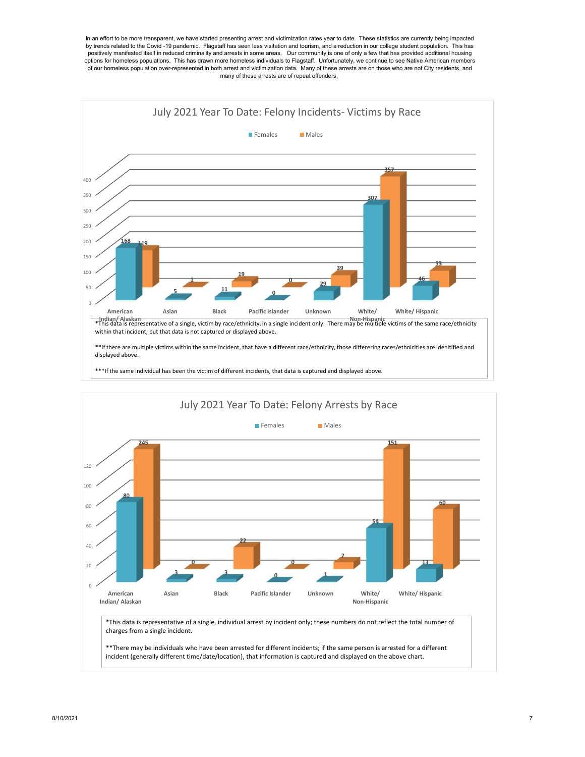In an effort to be more transparent, we have started presenting arrest and victimization rates year to date. These statistics are currently being impacted by trends related to the Covid -19 pandemic. Flagstaff has seen less visitation and tourism, and a reduction in our college student population. This has positively manifested itself in reduced criminality and arrests in some areas. Our community is one of only a few that has provided additional housing options for homeless populations. This has drawn more homeless individuals to Flagstaff. Unfortunately, we continue to see Native American members of our homeless population over-represented in both arrest and victimization data. Many of these arrests are on those who are not City residents, and many of these arrests are of repeat offenders.

## July 2021 Year To Date: Felony Incidents- Victims by Race

| | Females | Males |
|---|---|---|
| American Indian/ Alaskan | 168 | 119 |
| Asian | 5 | 1 |
| Black | 11 | 19 |
| Pacific Islander | 0 | 0 |
| Unknown | 29 | 39 |
| White/ Non-Hispanic | 307 | 357 |
| White/ Hispanic | 46 | 53 |

*This data is representative of a single, victim by race/ethnicity, in a single incident only. There may be multiple victims of the same race/ethnicity within that incident, but that data is not captured or displayed above.

**If there are multiple victims within the same incident, that have a different race/ethnicity, those differering races/ethnicities are idenitified and displayed above.

***If the same individual has been the victim of different incidents, that data is captured and displayed above.

## July 2021 Year To Date: Felony Arrests by Race

| | Females | Males |
|---|---|---|
| American Indian/ Alaskan | 80 | 245 |
| Asian | 3 | 0 |
| Black | 3 | 22 |
| Pacific Islander | 0 | 0 |
| Unknown | 1 | 7 |
| White/ Non-Hispanic | 54 | 151 |
| White/ Hispanic | 13 | 60 |

*This data is representative of a single, individual arrest by incident only; these numbers do not reflect the total number of charges from a single incident.

**There may be individuals who have been arrested for different incidents; if the same person is arrested for a different incident (generally different time/date/location), that information is captured and displayed on the above chart.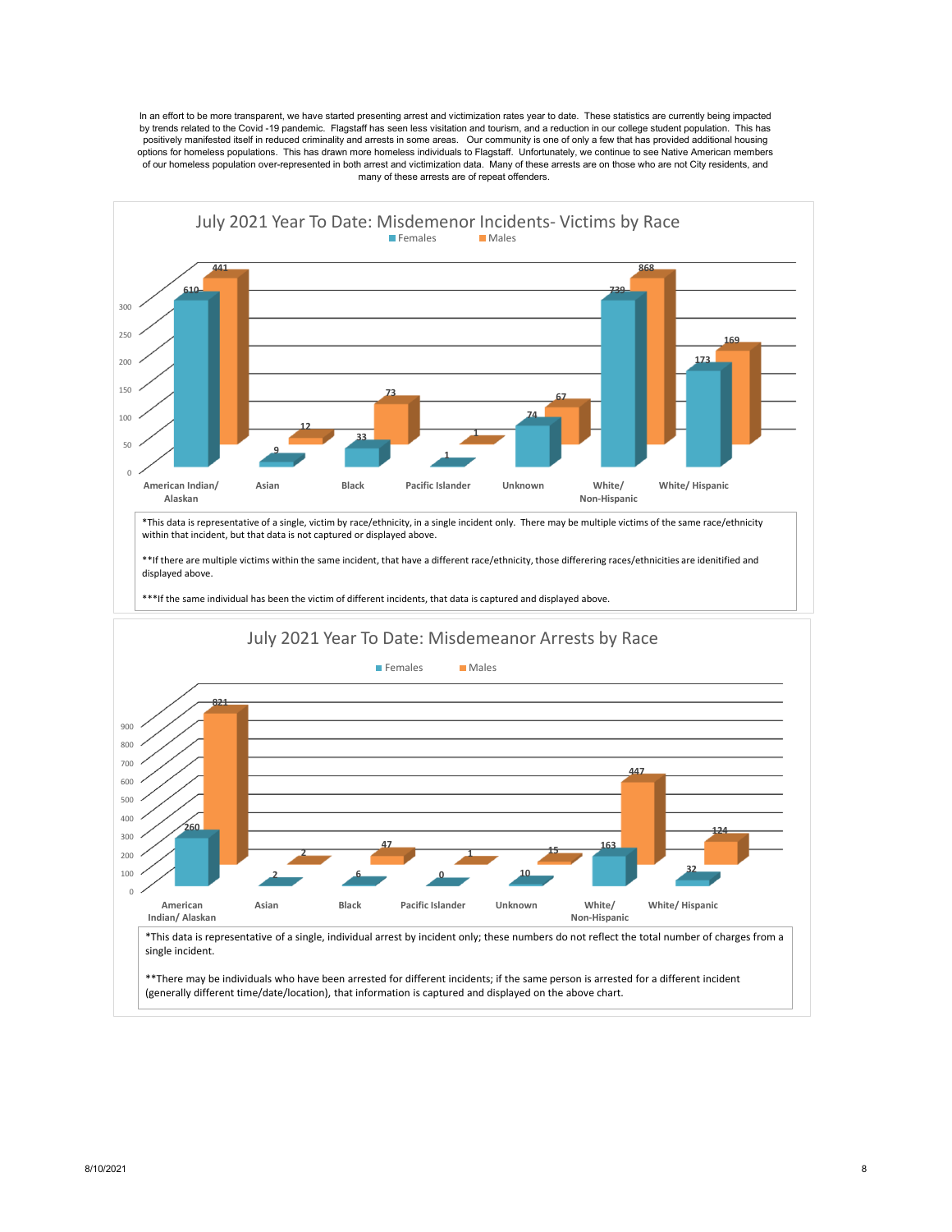In an effort to be more transparent, we have started presenting arrest and victimization rates year to date. These statistics are currently being impacted by trends related to the Covid -19 pandemic. Flagstaff has seen less visitation and tourism, and a reduction in our college student population. This has positively manifested itself in reduced criminality and arrests in some areas. Our community is one of only a few that has provided additional housing options for homeless populations. This has drawn more homeless individuals to Flagstaff. Unfortunately, we continue to see Native American members of our homeless population over-represented in both arrest and victimization data. Many of these arrests are on those who are not City residents, and many of these arrests are of repeat offenders.

## July 2021 Year To Date: Misdemenor Incidents- Victims by Race

| Race | Females | Males |
|---|---|---|
| American Indian/ Alaskan | 610 | 441 |
| Asian | 9 | 12 |
| Black | 33 | 73 |
| Pacific Islander | 1 | 1 |
| Unknown | 74 | 67 |
| White/ Non-Hispanic | 739 | 868 |
| White/ Hispanic | 173 | 169 |

*This data is representative of a single, victim by race/ethnicity, in a single incident only. There may be multiple victims of the same race/ethnicity within that incident, but that data is not captured or displayed above.

**If there are multiple victims within the same incident, that have a different race/ethnicity, those differering races/ethnicities are idenitified and displayed above.

***If the same individual has been the victim of different incidents, that data is captured and displayed above.

## July 2021 Year To Date: Misdemeanor Arrests by Race

| Race | Females | Males |
|---|---|---|
| American Indian/ Alaskan | 260 | 821 |
| Asian | 2 | 2 |
| Black | 6 | 47 |
| Pacific Islander | 0 | 1 |
| Unknown | 10 | 15 |
| White/ Non-Hispanic | 163 | 447 |
| White/ Hispanic | 32 | 124 |

*This data is representative of a single, individual arrest by incident only; these numbers do not reflect the total number of charges from a single incident.

**There may be individuals who have been arrested for different incidents; if the same person is arrested for a different incident (generally different time/date/location), that information is captured and displayed on the above chart.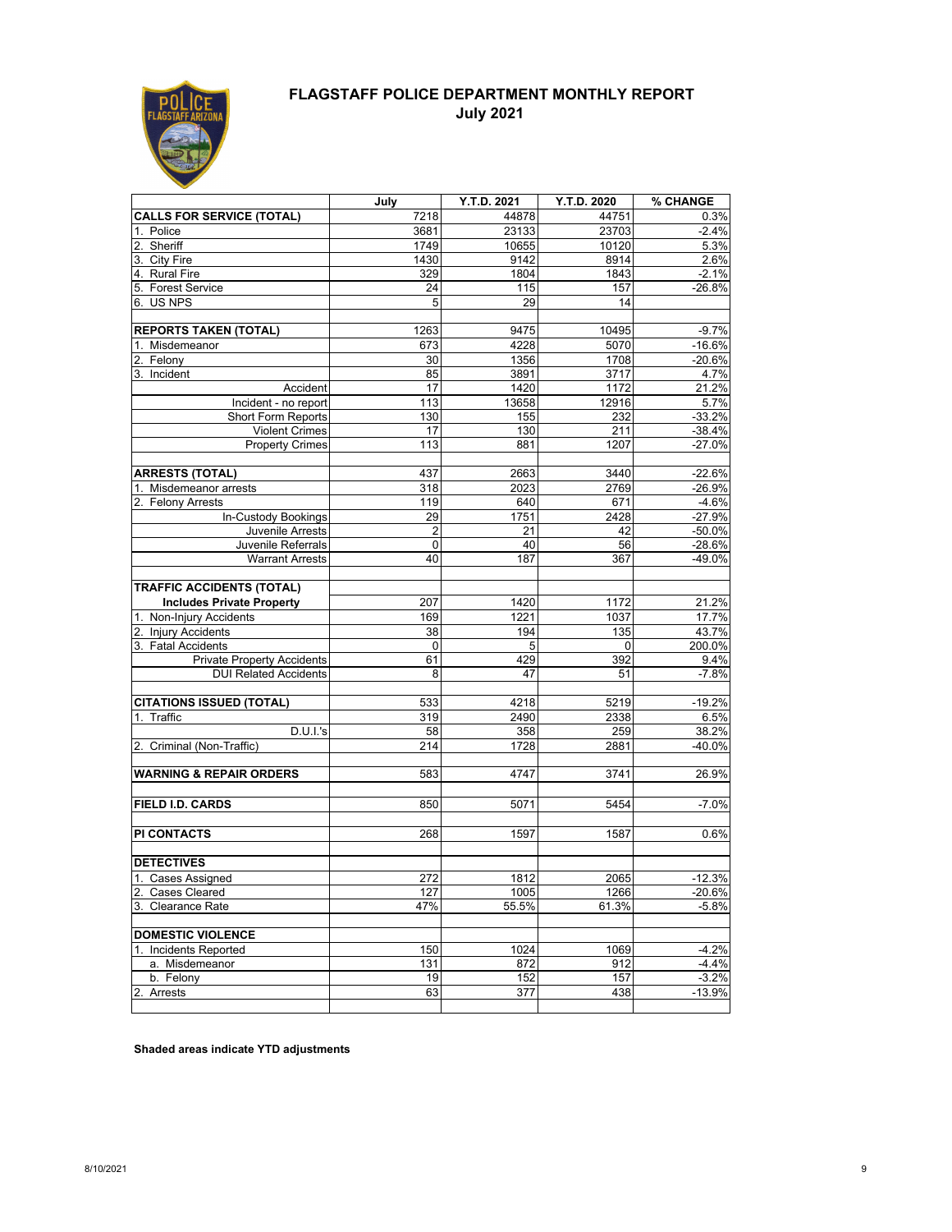# FLAGSTAFF POLICE DEPARTMENT MONTHLY REPORT
## July 2021

| | July | Y.T.D. 2021 | Y.T.D. 2020 | % CHANGE |
|---|---|---|---|---|
| **CALLS FOR SERVICE (TOTAL)** | 7218 | 44878 | 44751 | 0.3% |
| 1. Police | 3681 | 23133 | 23703 | -2.4% |
| 2. Sheriff | 1749 | 10655 | 10120 | 5.3% |
| 3. City Fire | 1430 | 9142 | 8914 | 2.6% |
| 4. Rural Fire | 329 | 1804 | 1843 | -2.1% |
| 5. Forest Service | 24 | 115 | 157 | -26.8% |
| 6. US NPS | 5 | 29 | 14 | |
| | | | | |
| **REPORTS TAKEN (TOTAL)** | 1263 | 9475 | 10495 | -9.7% |
| 1. Misdemeanor | 673 | 4228 | 5070 | -16.6% |
| 2. Felony | 30 | 1356 | 1708 | -20.6% |
| 3. Incident | 85 | 3891 | 3717 | 4.7% |
| Accident | 17 | 1420 | 1172 | 21.2% |
| Incident - no report | 113 | 13658 | 12916 | 5.7% |
| Short Form Reports | 130 | 155 | 232 | -33.2% |
| Violent Crimes | 17 | 130 | 211 | -38.4% |
| Property Crimes | 113 | 881 | 1207 | -27.0% |
| | | | | |
| **ARRESTS (TOTAL)** | 437 | 2663 | 3440 | -22.6% |
| 1. Misdemeanor arrests | 318 | 2023 | 2769 | -26.9% |
| 2. Felony Arrests | 119 | 640 | 671 | -4.6% |
| In-Custody Bookings | 29 | 1751 | 2428 | -27.9% |
| Juvenile Arrests | 2 | 21 | 42 | -50.0% |
| Juvenile Referrals | 0 | 40 | 56 | -28.6% |
| Warrant Arrests | 40 | 187 | 367 | -49.0% |
| | | | | |
| **TRAFFIC ACCIDENTS (TOTAL)** | | | | |
| **Includes Private Property** | 207 | 1420 | 1172 | 21.2% |
| 1. Non-Injury Accidents | 169 | 1221 | 1037 | 17.7% |
| 2. Injury Accidents | 38 | 194 | 135 | 43.7% |
| 3. Fatal Accidents | 0 | 5 | 0 | 200.0% |
| Private Property Accidents | 61 | 429 | 392 | 9.4% |
| DUI Related Accidents | 8 | 47 | 51 | -7.8% |
| | | | | |
| **CITATIONS ISSUED (TOTAL)** | 533 | 4218 | 5219 | -19.2% |
| 1. Traffic | 319 | 2490 | 2338 | 6.5% |
| D.U.I.'s | 58 | 358 | 259 | 38.2% |
| 2. Criminal (Non-Traffic) | 214 | 1728 | 2881 | -40.0% |
| | | | | |
| **WARNING & REPAIR ORDERS** | 583 | 4747 | 3741 | 26.9% |
| | | | | |
| **FIELD I.D. CARDS** | 850 | 5071 | 5454 | -7.0% |
| | | | | |
| **PI CONTACTS** | 268 | 1597 | 1587 | 0.6% |
| | | | | |
| **DETECTIVES** | | | | |
| 1. Cases Assigned | 272 | 1812 | 2065 | -12.3% |
| 2. Cases Cleared | 127 | 1005 | 1266 | -20.6% |
| 3. Clearance Rate | 47% | 55.5% | 61.3% | -5.8% |
| | | | | |
| **DOMESTIC VIOLENCE** | | | | |
| 1. Incidents Reported | 150 | 1024 | 1069 | -4.2% |
| a. Misdemeanor | 131 | 872 | 912 | -4.4% |
| b. Felony | 19 | 152 | 157 | -3.2% |
| 2. Arrests | 63 | 377 | 438 | -13.9% |

**Shaded areas indicate YTD adjustments**

8/10/2021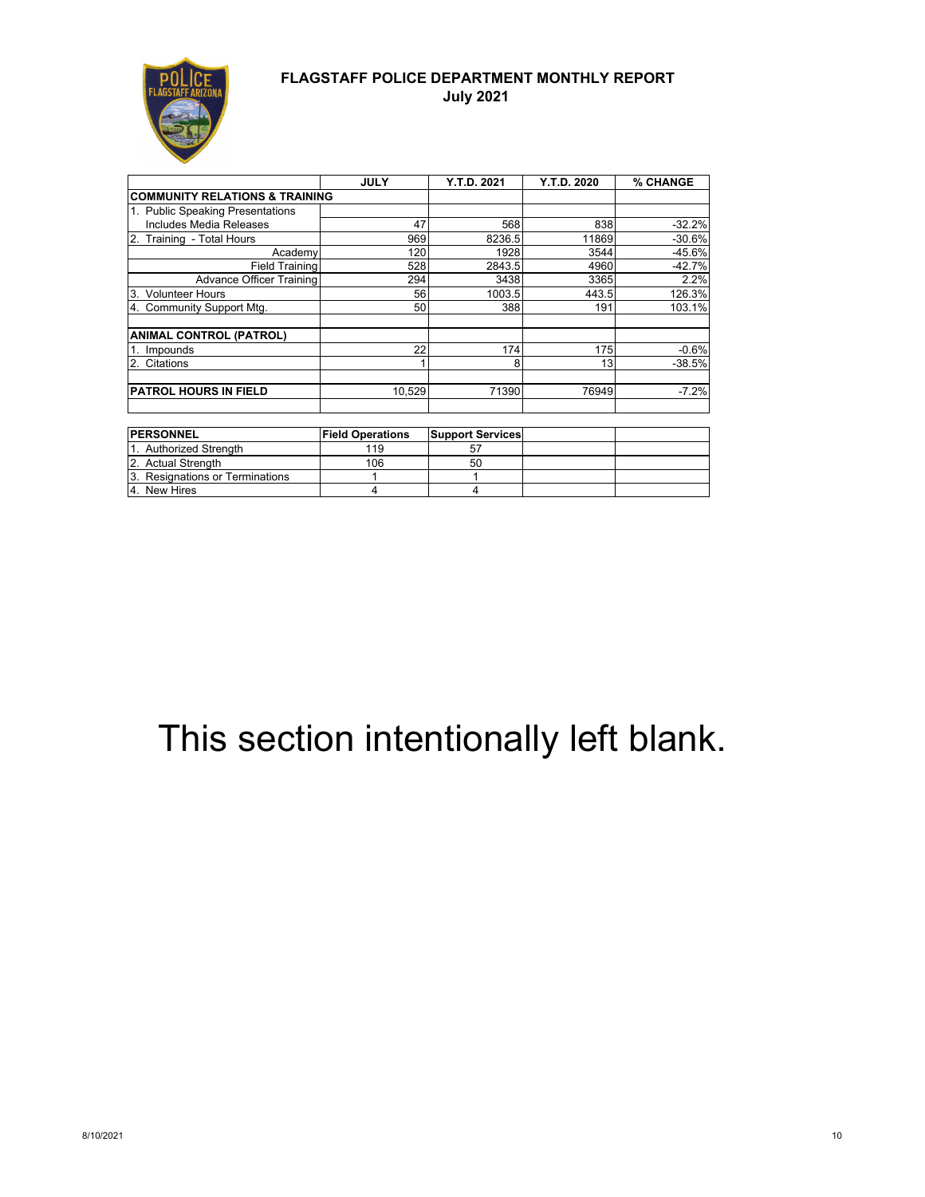# FLAGSTAFF POLICE DEPARTMENT MONTHLY REPORT

## July 2021

| | JULY | Y.T.D. 2021 | Y.T.D. 2020 | % CHANGE |
|---|---|---|---|---|
| **COMMUNITY RELATIONS & TRAINING** | | | | |
| 1. Public Speaking Presentations Includes Media Releases | 47 | 568 | 838 | -32.2% |
| 2. Training - Total Hours | 969 | 8236.5 | 11869 | -30.6% |
| Academy | 120 | 1928 | 3544 | -45.6% |
| Field Training | 528 | 2843.5 | 4960 | -42.7% |
| Advance Officer Training | 294 | 3438 | 3365 | 2.2% |
| 3. Volunteer Hours | 56 | 1003.5 | 443.5 | 126.3% |
| 4. Community Support Mtg. | 50 | 388 | 191 | 103.1% |
| | | | | |
| **ANIMAL CONTROL (PATROL)** | | | | |
| 1. Impounds | 22 | 174 | 175 | -0.6% |
| 2. Citations | 1 | 8 | 13 | -38.5% |
| | | | | |
| **PATROL HOURS IN FIELD** | 10,529 | 71390 | 76949 | -7.2% |

| **PERSONNEL** | **Field Operations** | **Support Services** |
|---|---|---|
| 1. Authorized Strength | 119 | 57 |
| 2. Actual Strength | 106 | 50 |
| 3. Resignations or Terminations | 1 | 1 |
| 4. New Hires | 4 | 4 |

This section intentionally left blank.